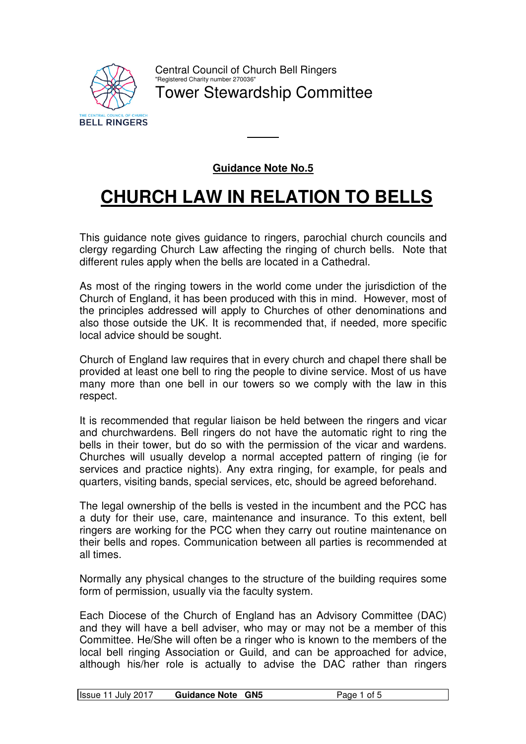Central Council of Church Bell Ringers
"Registered Charity number 270036"
Tower Stewardship Committee

---

**Guidance Note No.5**

# CHURCH LAW IN RELATION TO BELLS

This guidance note gives guidance to ringers, parochial church councils and clergy regarding Church Law affecting the ringing of church bells. Note that different rules apply when the bells are located in a Cathedral.

As most of the ringing towers in the world come under the jurisdiction of the Church of England, it has been produced with this in mind. However, most of the principles addressed will apply to Churches of other denominations and also those outside the UK. It is recommended that, if needed, more specific local advice should be sought.

Church of England law requires that in every church and chapel there shall be provided at least one bell to ring the people to divine service. Most of us have many more than one bell in our towers so we comply with the law in this respect.

It is recommended that regular liaison be held between the ringers and vicar and churchwardens. Bell ringers do not have the automatic right to ring the bells in their tower, but do so with the permission of the vicar and wardens. Churches will usually develop a normal accepted pattern of ringing (ie for services and practice nights). Any extra ringing, for example, for peals and quarters, visiting bands, special services, etc, should be agreed beforehand.

The legal ownership of the bells is vested in the incumbent and the PCC has a duty for their use, care, maintenance and insurance. To this extent, bell ringers are working for the PCC when they carry out routine maintenance on their bells and ropes. Communication between all parties is recommended at all times.

Normally any physical changes to the structure of the building requires some form of permission, usually via the faculty system.

Each Diocese of the Church of England has an Advisory Committee (DAC) and they will have a bell adviser, who may or may not be a member of this Committee. He/She will often be a ringer who is known to the members of the local bell ringing Association or Guild, and can be approached for advice, although his/her role is actually to advise the DAC rather than ringers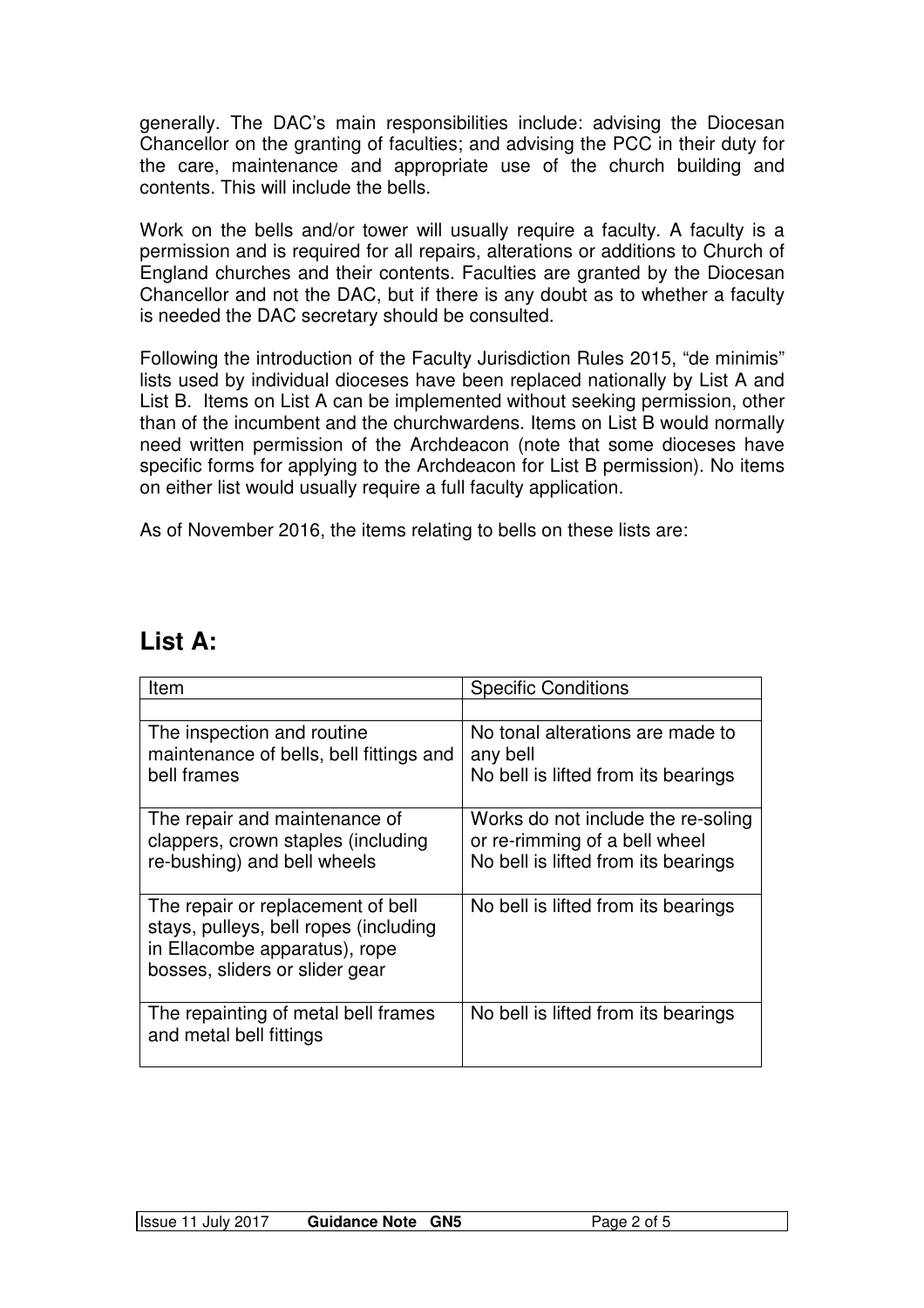generally. The DAC's main responsibilities include: advising the Diocesan Chancellor on the granting of faculties; and advising the PCC in their duty for the care, maintenance and appropriate use of the church building and contents. This will include the bells.

Work on the bells and/or tower will usually require a faculty. A faculty is a permission and is required for all repairs, alterations or additions to Church of England churches and their contents. Faculties are granted by the Diocesan Chancellor and not the DAC, but if there is any doubt as to whether a faculty is needed the DAC secretary should be consulted.

Following the introduction of the Faculty Jurisdiction Rules 2015, "de minimis" lists used by individual dioceses have been replaced nationally by List A and List B. Items on List A can be implemented without seeking permission, other than of the incumbent and the churchwardens. Items on List B would normally need written permission of the Archdeacon (note that some dioceses have specific forms for applying to the Archdeacon for List B permission). No items on either list would usually require a full faculty application.

As of November 2016, the items relating to bells on these lists are:

## List A:

| Item | Specific Conditions |
|---|---|
| | |
| The inspection and routine maintenance of bells, bell fittings and bell frames | No tonal alterations are made to any bell<br>No bell is lifted from its bearings |
| The repair and maintenance of clappers, crown staples (including re-bushing) and bell wheels | Works do not include the re-soling or re-rimming of a bell wheel<br>No bell is lifted from its bearings |
| The repair or replacement of bell stays, pulleys, bell ropes (including in Ellacombe apparatus), rope bosses, sliders or slider gear | No bell is lifted from its bearings |
| The repainting of metal bell frames and metal bell fittings | No bell is lifted from its bearings |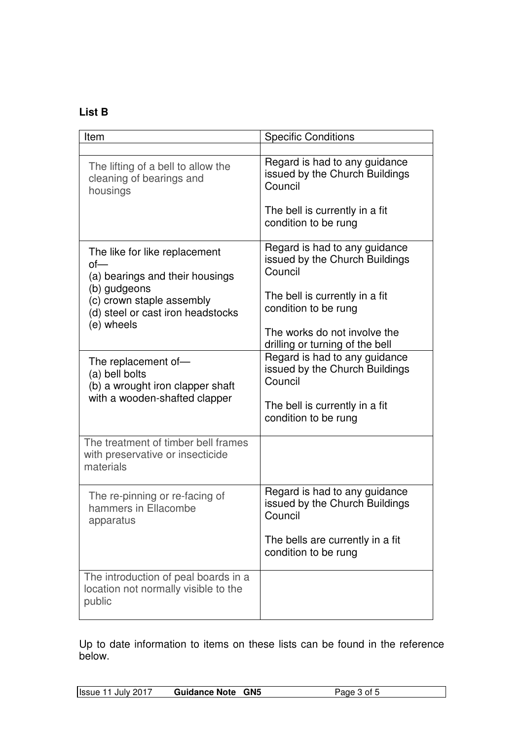**List B**

| Item | Specific Conditions |
| --- | --- |
| | |
| The lifting of a bell to allow the cleaning of bearings and housings | Regard is had to any guidance issued by the Church Buildings Council<br><br>The bell is currently in a fit condition to be rung |
| The like for like replacement of—<br>(a) bearings and their housings<br>(b) gudgeons<br>(c) crown staple assembly<br>(d) steel or cast iron headstocks<br>(e) wheels | Regard is had to any guidance issued by the Church Buildings Council<br><br>The bell is currently in a fit condition to be rung<br><br>The works do not involve the drilling or turning of the bell |
| The replacement of—<br>(a) bell bolts<br>(b) a wrought iron clapper shaft with a wooden-shafted clapper | Regard is had to any guidance issued by the Church Buildings Council<br><br>The bell is currently in a fit condition to be rung |
| The treatment of timber bell frames with preservative or insecticide materials | |
| The re-pinning or re-facing of hammers in Ellacombe apparatus | Regard is had to any guidance issued by the Church Buildings Council<br><br>The bells are currently in a fit condition to be rung |
| The introduction of peal boards in a location not normally visible to the public | |

Up to date information to items on these lists can be found in the reference below.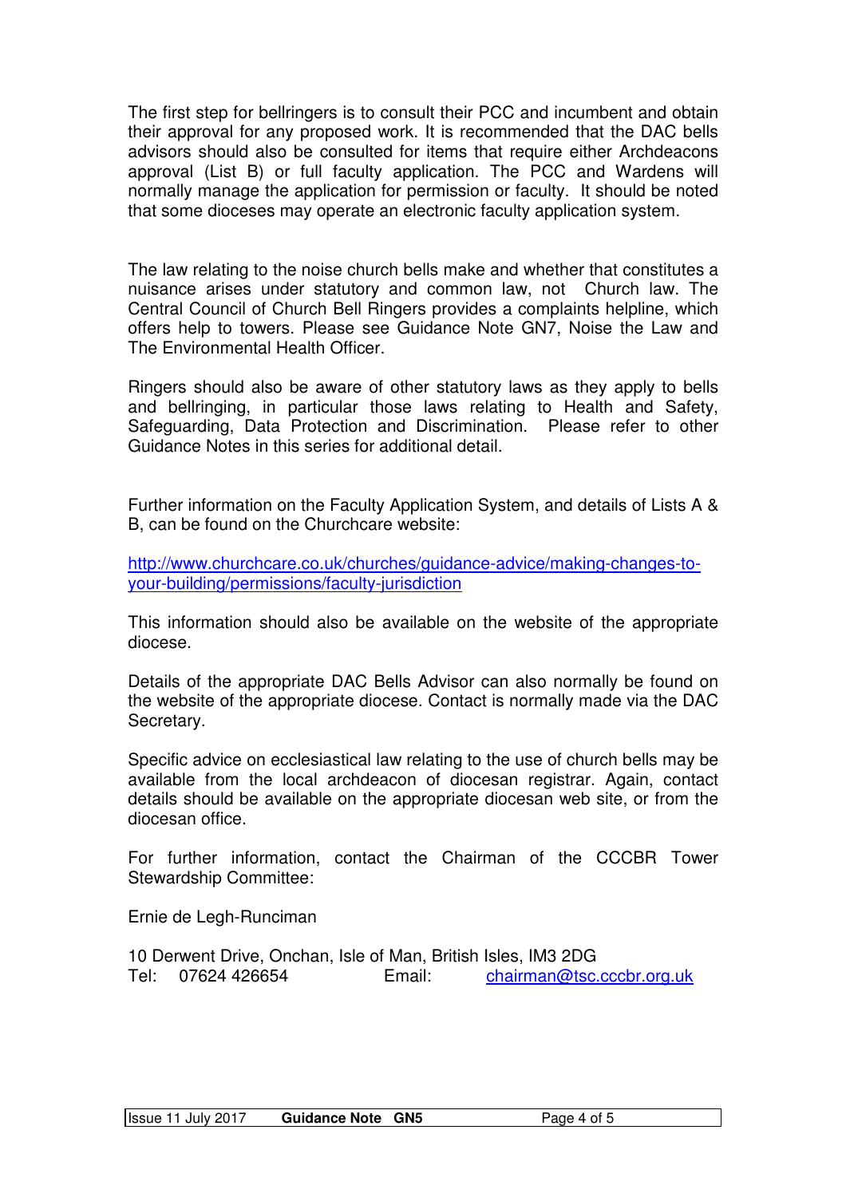The first step for bellringers is to consult their PCC and incumbent and obtain their approval for any proposed work. It is recommended that the DAC bells advisors should also be consulted for items that require either Archdeacons approval (List B) or full faculty application. The PCC and Wardens will normally manage the application for permission or faculty. It should be noted that some dioceses may operate an electronic faculty application system.

The law relating to the noise church bells make and whether that constitutes a nuisance arises under statutory and common law, not Church law. The Central Council of Church Bell Ringers provides a complaints helpline, which offers help to towers. Please see Guidance Note GN7, Noise the Law and The Environmental Health Officer.

Ringers should also be aware of other statutory laws as they apply to bells and bellringing, in particular those laws relating to Health and Safety, Safeguarding, Data Protection and Discrimination. Please refer to other Guidance Notes in this series for additional detail.

Further information on the Faculty Application System, and details of Lists A & B, can be found on the Churchcare website:

http://www.churchcare.co.uk/churches/guidance-advice/making-changes-to-your-building/permissions/faculty-jurisdiction

This information should also be available on the website of the appropriate diocese.

Details of the appropriate DAC Bells Advisor can also normally be found on the website of the appropriate diocese. Contact is normally made via the DAC Secretary.

Specific advice on ecclesiastical law relating to the use of church bells may be available from the local archdeacon of diocesan registrar. Again, contact details should be available on the appropriate diocesan web site, or from the diocesan office.

For further information, contact the Chairman of the CCCBR Tower Stewardship Committee:

Ernie de Legh-Runciman

10 Derwent Drive, Onchan, Isle of Man, British Isles, IM3 2DG
Tel: 07624 426654 Email: chairman@tsc.cccbr.org.uk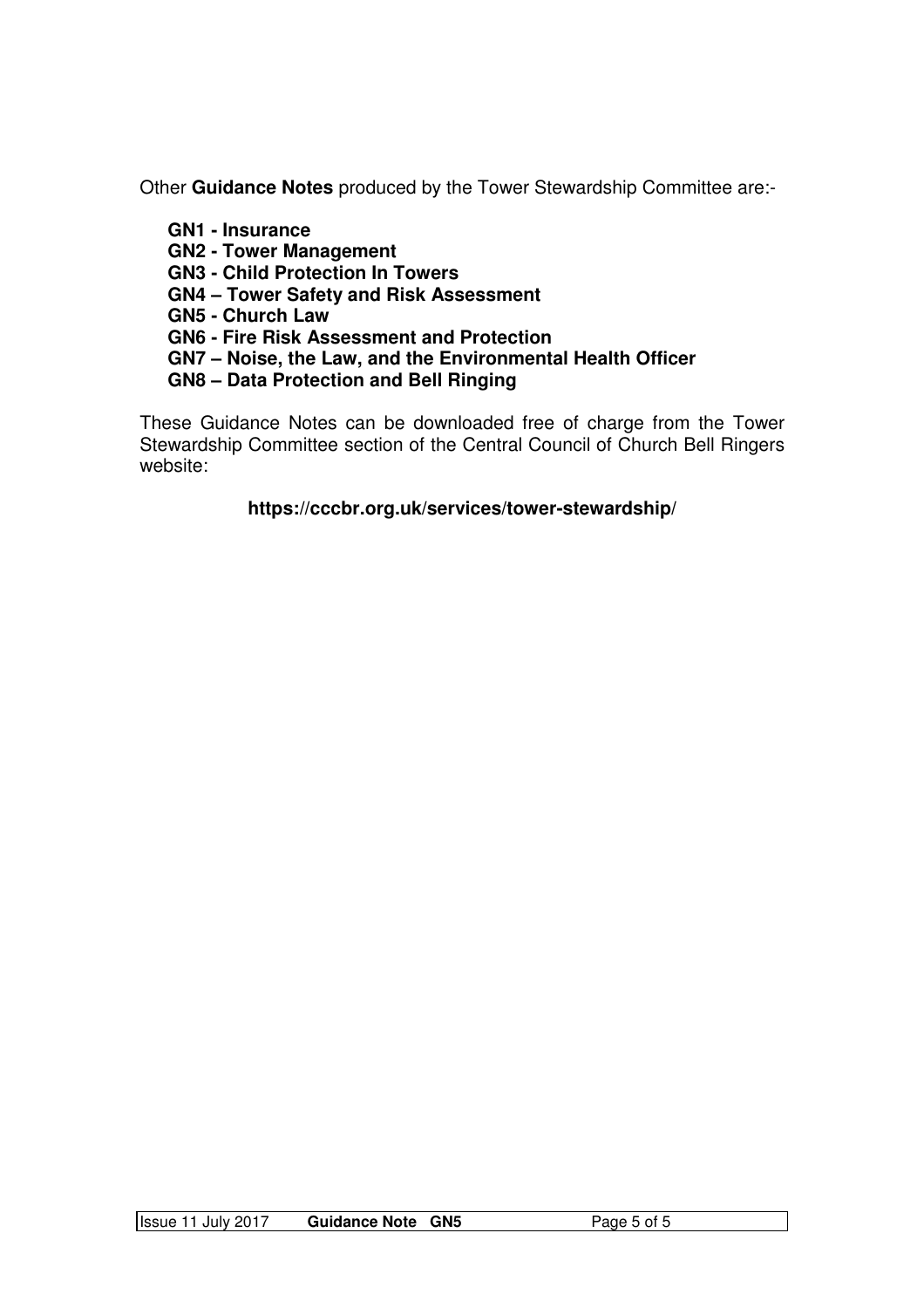Other **Guidance Notes** produced by the Tower Stewardship Committee are:-

- **GN1 - Insurance**
- **GN2 - Tower Management**
- **GN3 - Child Protection In Towers**
- **GN4 – Tower Safety and Risk Assessment**
- **GN5 - Church Law**
- **GN6 - Fire Risk Assessment and Protection**
- **GN7 – Noise, the Law, and the Environmental Health Officer**
- **GN8 – Data Protection and Bell Ringing**

These Guidance Notes can be downloaded free of charge from the Tower Stewardship Committee section of the Central Council of Church Bell Ringers website:

**https://cccbr.org.uk/services/tower-stewardship/**